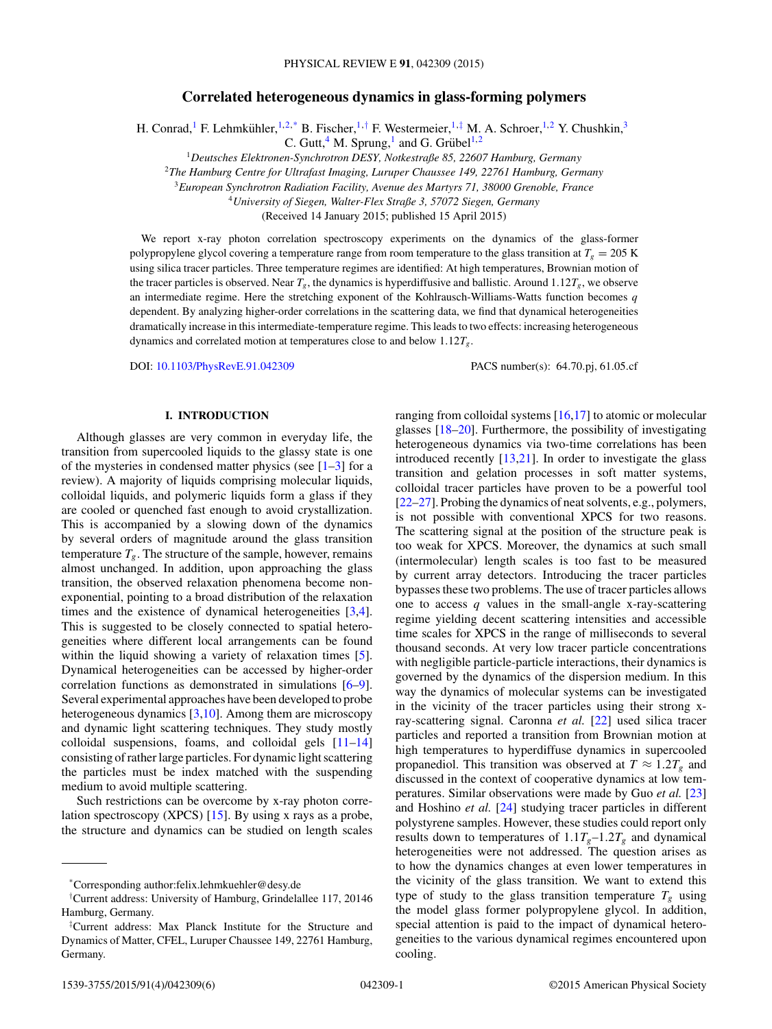# Correlated heterogeneous dynamics in glass-forming polymers

H. Conrad,[1] F. Lehmkühler,[1,2,*] B. Fischer,[1,†] F. Westermeier,[1,‡] M. A. Schroer,[1,2] Y. Chushkin,[3] C. Gutt,[4] M. Sprung,[1] and G. Grübel[1,2]

[1]*Deutsches Elektronen-Synchrotron DESY, Notkestraße 85, 22607 Hamburg, Germany*
[2]*The Hamburg Centre for Ultrafast Imaging, Luruper Chaussee 149, 22761 Hamburg, Germany*
[3]*European Synchrotron Radiation Facility, Avenue des Martyrs 71, 38000 Grenoble, France*
[4]*University of Siegen, Walter-Flex Straße 3, 57072 Siegen, Germany*

(Received 14 January 2015; published 15 April 2015)

We report x-ray photon correlation spectroscopy experiments on the dynamics of the glass-former polypropylene glycol covering a temperature range from room temperature to the glass transition at $T_g = 205$ K using silica tracer particles. Three temperature regimes are identified: At high temperatures, Brownian motion of the tracer particles is observed. Near $T_g$, the dynamics is hyperdiffusive and ballistic. Around $1.12T_g$, we observe an intermediate regime. Here the stretching exponent of the Kohlrausch-Williams-Watts function becomes $q$ dependent. By analyzing higher-order correlations in the scattering data, we find that dynamical heterogeneities dramatically increase in this intermediate-temperature regime. This leads to two effects: increasing heterogeneous dynamics and correlated motion at temperatures close to and below $1.12T_g$.

DOI: 10.1103/PhysRevE.91.042309

PACS number(s): 64.70.pj, 61.05.cf

## I. INTRODUCTION

Although glasses are very common in everyday life, the transition from supercooled liquids to the glassy state is one of the mysteries in condensed matter physics (see [1–3] for a review). A majority of liquids comprising molecular liquids, colloidal liquids, and polymeric liquids form a glass if they are cooled or quenched fast enough to avoid crystallization. This is accompanied by a slowing down of the dynamics by several orders of magnitude around the glass transition temperature $T_g$. The structure of the sample, however, remains almost unchanged. In addition, upon approaching the glass transition, the observed relaxation phenomena become non-exponential, pointing to a broad distribution of the relaxation times and the existence of dynamical heterogeneities [3,4]. This is suggested to be closely connected to spatial heterogeneities where different local arrangements can be found within the liquid showing a variety of relaxation times [5]. Dynamical heterogeneities can be accessed by higher-order correlation functions as demonstrated in simulations [6–9]. Several experimental approaches have been developed to probe heterogeneous dynamics [3,10]. Among them are microscopy and dynamic light scattering techniques. They study mostly colloidal suspensions, foams, and colloidal gels [11–14] consisting of rather large particles. For dynamic light scattering the particles must be index matched with the suspending medium to avoid multiple scattering.

Such restrictions can be overcome by x-ray photon correlation spectroscopy (XPCS) [15]. By using x rays as a probe, the structure and dynamics can be studied on length scales ranging from colloidal systems [16,17] to atomic or molecular glasses [18–20]. Furthermore, the possibility of investigating heterogeneous dynamics via two-time correlations has been introduced recently [13,21]. In order to investigate the glass transition and gelation processes in soft matter systems, colloidal tracer particles have proven to be a powerful tool [22–27]. Probing the dynamics of neat solvents, e.g., polymers, is not possible with conventional XPCS for two reasons. The scattering signal at the position of the structure peak is too weak for XPCS. Moreover, the dynamics at such small (intermolecular) length scales is too fast to be measured by current array detectors. Introducing the tracer particles bypasses these two problems. The use of tracer particles allows one to access $q$ values in the small-angle x-ray-scattering regime yielding decent scattering intensities and accessible time scales for XPCS in the range of milliseconds to several thousand seconds. At very low tracer particle concentrations with negligible particle-particle interactions, their dynamics is governed by the dynamics of the dispersion medium. In this way the dynamics of molecular systems can be investigated in the vicinity of the tracer particles using their strong x-ray-scattering signal. Caronna *et al.* [22] used silica tracer particles and reported a transition from Brownian motion at high temperatures to hyperdiffuse dynamics in supercooled propanediol. This transition was observed at $T \approx 1.2T_g$ and discussed in the context of cooperative dynamics at low temperatures. Similar observations were made by Guo *et al.* [23] and Hoshino *et al.* [24] studying tracer particles in different polystyrene samples. However, these studies could report only results down to temperatures of $1.1T_g$–$1.2T_g$ and dynamical heterogeneities were not addressed. The question arises as to how the dynamics changes at even lower temperatures in the vicinity of the glass transition. We want to extend this type of study to the glass transition temperature $T_g$ using the model glass former polypropylene glycol. In addition, special attention is paid to the impact of dynamical heterogeneities to the various dynamical regimes encountered upon cooling.

*Corresponding author:felix.lehmkuehler@desy.de

†Current address: University of Hamburg, Grindelallee 117, 20146 Hamburg, Germany.

‡Current address: Max Planck Institute for the Structure and Dynamics of Matter, CFEL, Luruper Chaussee 149, 22761 Hamburg, Germany.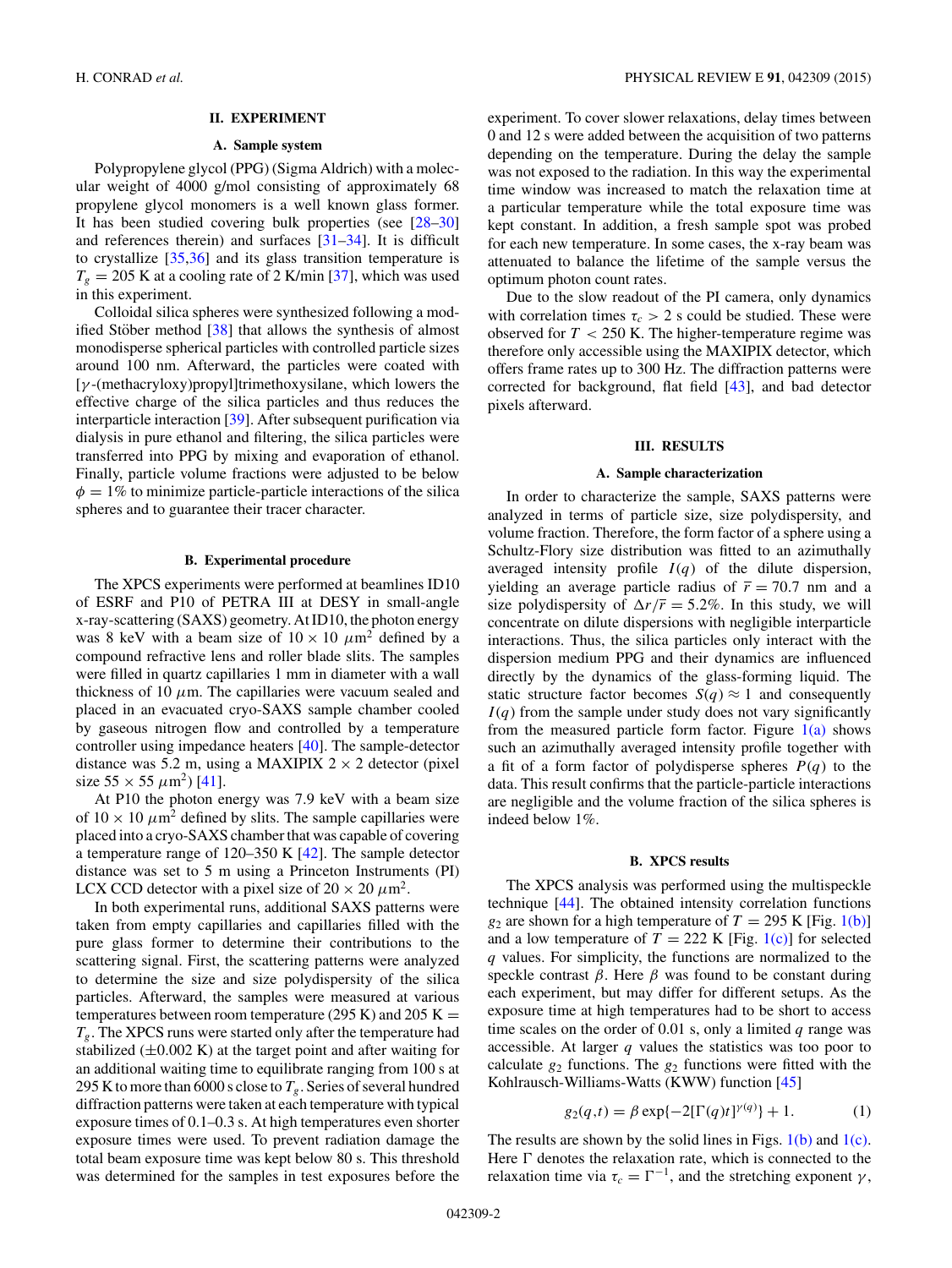## II. EXPERIMENT

### A. Sample system

Polypropylene glycol (PPG) (Sigma Aldrich) with a molecular weight of 4000 g/mol consisting of approximately 68 propylene glycol monomers is a well known glass former. It has been studied covering bulk properties (see [28–30] and references therein) and surfaces [31–34]. It is difficult to crystallize [35,36] and its glass transition temperature is $T_g = 205$ K at a cooling rate of 2 K/min [37], which was used in this experiment.

Colloidal silica spheres were synthesized following a modified Stöber method [38] that allows the synthesis of almost monodisperse spherical particles with controlled particle sizes around 100 nm. Afterward, the particles were coated with [$\gamma$-(methacryloxy)propyl]trimethoxysilane, which lowers the effective charge of the silica particles and thus reduces the interparticle interaction [39]. After subsequent purification via dialysis in pure ethanol and filtering, the silica particles were transferred into PPG by mixing and evaporation of ethanol. Finally, particle volume fractions were adjusted to be below $\phi = 1\%$ to minimize particle-particle interactions of the silica spheres and to guarantee their tracer character.

### B. Experimental procedure

The XPCS experiments were performed at beamlines ID10 of ESRF and P10 of PETRA III at DESY in small-angle x-ray-scattering (SAXS) geometry. At ID10, the photon energy was 8 keV with a beam size of $10 \times 10$ $\mu$m$^2$ defined by a compound refractive lens and roller blade slits. The samples were filled in quartz capillaries 1 mm in diameter with a wall thickness of 10 $\mu$m. The capillaries were vacuum sealed and placed in an evacuated cryo-SAXS sample chamber cooled by gaseous nitrogen flow and controlled by a temperature controller using impedance heaters [40]. The sample-detector distance was 5.2 m, using a MAXIPIX $2 \times 2$ detector (pixel size $55 \times 55$ $\mu$m$^2$) [41].

At P10 the photon energy was 7.9 keV with a beam size of $10 \times 10$ $\mu$m$^2$ defined by slits. The sample capillaries were placed into a cryo-SAXS chamber that was capable of covering a temperature range of 120–350 K [42]. The sample detector distance was set to 5 m using a Princeton Instruments (PI) LCX CCD detector with a pixel size of $20 \times 20$ $\mu$m$^2$.

In both experimental runs, additional SAXS patterns were taken from empty capillaries and capillaries filled with the pure glass former to determine their contributions to the scattering signal. First, the scattering patterns were analyzed to determine the size and size polydispersity of the silica particles. Afterward, the samples were measured at various temperatures between room temperature (295 K) and 205 K $= T_g$. The XPCS runs were started only after the temperature had stabilized ($\pm 0.002$ K) at the target point and after waiting for an additional waiting time to equilibrate ranging from 100 s at 295 K to more than 6000 s close to $T_g$. Series of several hundred diffraction patterns were taken at each temperature with typical exposure times of 0.1–0.3 s. At high temperatures even shorter exposure times were used. To prevent radiation damage the total beam exposure time was kept below 80 s. This threshold was determined for the samples in test exposures before the experiment. To cover slower relaxations, delay times between 0 and 12 s were added between the acquisition of two patterns depending on the temperature. During the delay the sample was not exposed to the radiation. In this way the experimental time window was increased to match the relaxation time at a particular temperature while the total exposure time was kept constant. In addition, a fresh sample spot was probed for each new temperature. In some cases, the x-ray beam was attenuated to balance the lifetime of the sample versus the optimum photon count rates.

Due to the slow readout of the PI camera, only dynamics with correlation times $\tau_c > 2$ s could be studied. These were observed for $T < 250$ K. The higher-temperature regime was therefore only accessible using the MAXIPIX detector, which offers frame rates up to 300 Hz. The diffraction patterns were corrected for background, flat field [43], and bad detector pixels afterward.

## III. RESULTS

### A. Sample characterization

In order to characterize the sample, SAXS patterns were analyzed in terms of particle size, size polydispersity, and volume fraction. Therefore, the form factor of a sphere using a Schultz-Flory size distribution was fitted to an azimuthally averaged intensity profile $I(q)$ of the dilute dispersion, yielding an average particle radius of $\bar{r} = 70.7$ nm and a size polydispersity of $\Delta r/\bar{r} = 5.2\%$. In this study, we will concentrate on dilute dispersions with negligible interparticle interactions. Thus, the silica particles only interact with the dispersion medium PPG and their dynamics are influenced directly by the dynamics of the glass-forming liquid. The static structure factor becomes $S(q) \approx 1$ and consequently $I(q)$ from the sample under study does not vary significantly from the measured particle form factor. Figure 1(a) shows such an azimuthally averaged intensity profile together with a fit of a form factor of polydisperse spheres $P(q)$ to the data. This result confirms that the particle-particle interactions are negligible and the volume fraction of the silica spheres is indeed below 1%.

### B. XPCS results

The XPCS analysis was performed using the multispeckle technique [44]. The obtained intensity correlation functions $g_2$ are shown for a high temperature of $T = 295$ K [Fig. 1(b)] and a low temperature of $T = 222$ K [Fig. 1(c)] for selected $q$ values. For simplicity, the functions are normalized to the speckle contrast $\beta$. Here $\beta$ was found to be constant during each experiment, but may differ for different setups. As the exposure time at high temperatures had to be short to access time scales on the order of 0.01 s, only a limited $q$ range was accessible. At larger $q$ values the statistics was too poor to calculate $g_2$ functions. The $g_2$ functions were fitted with the Kohlrausch-Williams-Watts (KWW) function [45]

$$g_2(q,t) = \beta \exp\{-2[\Gamma(q)t]^{\gamma(q)}\} + 1. \tag{1}$$

The results are shown by the solid lines in Figs. 1(b) and 1(c). Here $\Gamma$ denotes the relaxation rate, which is connected to the relaxation time via $\tau_c = \Gamma^{-1}$, and the stretching exponent $\gamma$,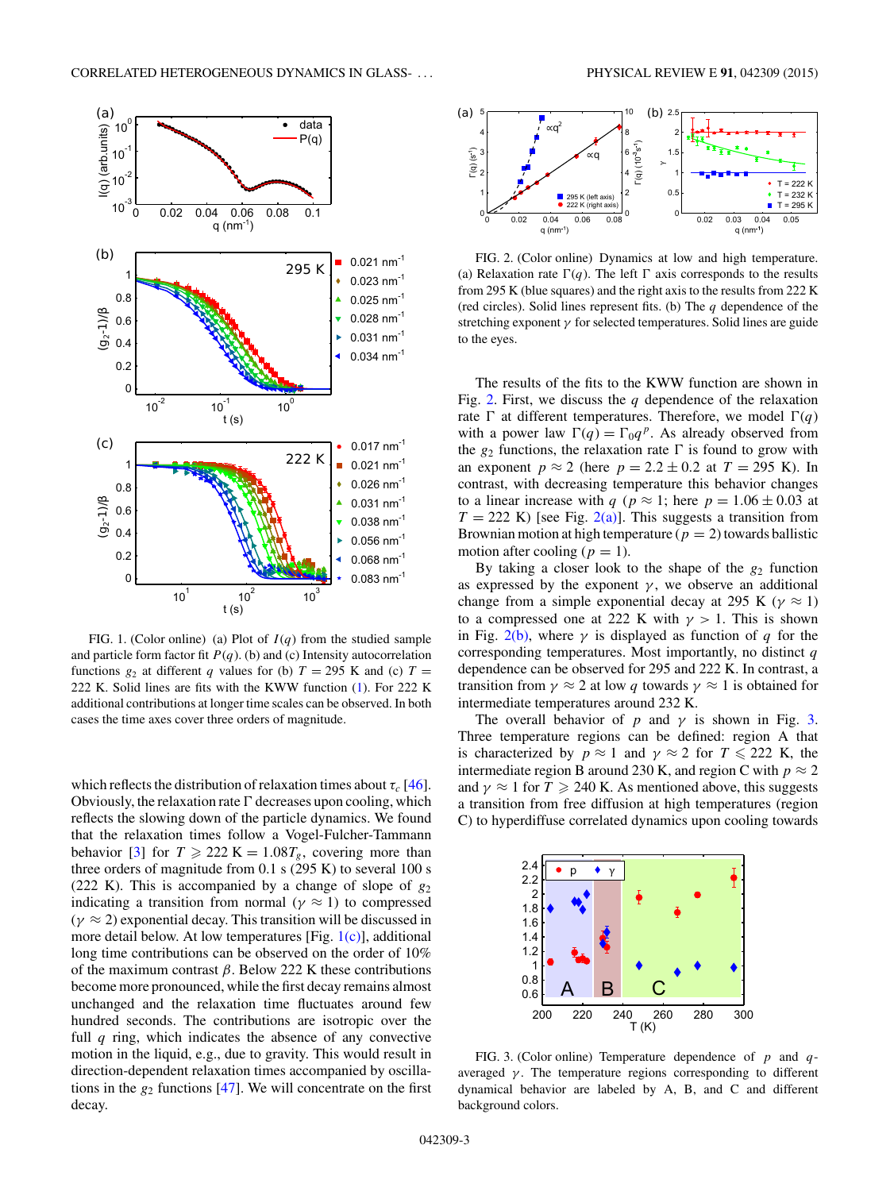FIG. 1. (Color online) (a) Plot of $I(q)$ from the studied sample and particle form factor fit $P(q)$. (b) and (c) Intensity autocorrelation functions $g_2$ at different $q$ values for (b) $T = 295$ K and (c) $T = 222$ K. Solid lines are fits with the KWW function (1). For 222 K additional contributions at longer time scales can be observed. In both cases the time axes cover three orders of magnitude.

which reflects the distribution of relaxation times about $\tau_c$ [46]. Obviously, the relaxation rate $\Gamma$ decreases upon cooling, which reflects the slowing down of the particle dynamics. We found that the relaxation times follow a Vogel-Fulcher-Tammann behavior [3] for $T \geqslant 222$ K $= 1.08T_g$, covering more than three orders of magnitude from 0.1 s (295 K) to several 100 s (222 K). This is accompanied by a change of slope of $g_2$ indicating a transition from normal ($\gamma \approx 1$) to compressed ($\gamma \approx 2$) exponential decay. This transition will be discussed in more detail below. At low temperatures [Fig. 1(c)], additional long time contributions can be observed on the order of 10% of the maximum contrast $\beta$. Below 222 K these contributions become more pronounced, while the first decay remains almost unchanged and the relaxation time fluctuates around few hundred seconds. The contributions are isotropic over the full $q$ ring, which indicates the absence of any convective motion in the liquid, e.g., due to gravity. This would result in direction-dependent relaxation times accompanied by oscillations in the $g_2$ functions [47]. We will concentrate on the first decay.

FIG. 2. (Color online) Dynamics at low and high temperature. (a) Relaxation rate $\Gamma(q)$. The left $\Gamma$ axis corresponds to the results from 295 K (blue squares) and the right axis to the results from 222 K (red circles). Solid lines represent fits. (b) The $q$ dependence of the stretching exponent $\gamma$ for selected temperatures. Solid lines are guide to the eyes.

The results of the fits to the KWW function are shown in Fig. 2. First, we discuss the $q$ dependence of the relaxation rate $\Gamma$ at different temperatures. Therefore, we model $\Gamma(q)$ with a power law $\Gamma(q) = \Gamma_0 q^p$. As already observed from the $g_2$ functions, the relaxation rate $\Gamma$ is found to grow with an exponent $p \approx 2$ (here $p = 2.2 \pm 0.2$ at $T = 295$ K). In contrast, with decreasing temperature this behavior changes to a linear increase with $q$ ($p \approx 1$; here $p = 1.06 \pm 0.03$ at $T = 222$ K) [see Fig. 2(a)]. This suggests a transition from Brownian motion at high temperature ($p = 2$) towards ballistic motion after cooling ($p = 1$).

By taking a closer look to the shape of the $g_2$ function as expressed by the exponent $\gamma$, we observe an additional change from a simple exponential decay at 295 K ($\gamma \approx 1$) to a compressed one at 222 K with $\gamma > 1$. This is shown in Fig. 2(b), where $\gamma$ is displayed as function of $q$ for the corresponding temperatures. Most importantly, no distinct $q$ dependence can be observed for 295 and 222 K. In contrast, a transition from $\gamma \approx 2$ at low $q$ towards $\gamma \approx 1$ is obtained for intermediate temperatures around 232 K.

The overall behavior of $p$ and $\gamma$ is shown in Fig. 3. Three temperature regions can be defined: region A that is characterized by $p \approx 1$ and $\gamma \approx 2$ for $T \leqslant 222$ K, the intermediate region B around 230 K, and region C with $p \approx 2$ and $\gamma \approx 1$ for $T \geqslant 240$ K. As mentioned above, this suggests a transition from free diffusion at high temperatures (region C) to hyperdiffuse correlated dynamics upon cooling towards

FIG. 3. (Color online) Temperature dependence of $p$ and $q$-averaged $\gamma$. The temperature regions corresponding to different dynamical behavior are labeled by A, B, and C and different background colors.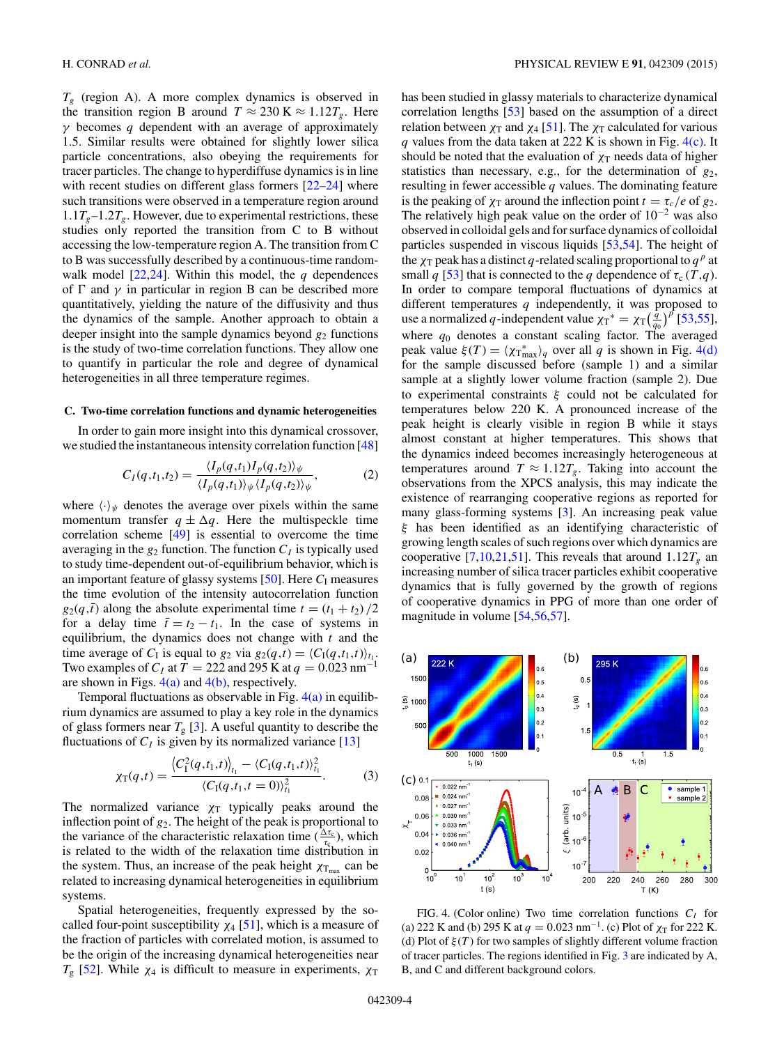$T_g$ (region A). A more complex dynamics is observed in the transition region B around $T \approx 230$ K $\approx 1.12T_g$. Here $\gamma$ becomes $q$ dependent with an average of approximately 1.5. Similar results were obtained for slightly lower silica particle concentrations, also obeying the requirements for tracer particles. The change to hyperdiffuse dynamics is in line with recent studies on different glass formers [22–24] where such transitions were observed in a temperature region around $1.1T_g$–$1.2T_g$. However, due to experimental restrictions, these studies only reported the transition from C to B without accessing the low-temperature region A. The transition from C to B was successfully described by a continuous-time random-walk model [22,24]. Within this model, the $q$ dependences of $\Gamma$ and $\gamma$ in particular in region B can be described more quantitatively, yielding the nature of the diffusivity and thus the dynamics of the sample. Another approach to obtain a deeper insight into the sample dynamics beyond $g_2$ functions is the study of two-time correlation functions. They allow one to quantify in particular the role and degree of dynamical heterogeneities in all three temperature regimes.

### C. Two-time correlation functions and dynamic heterogeneities

In order to gain more insight into this dynamical crossover, we studied the instantaneous intensity correlation function [48]

$$C_I(q,t_1,t_2) = \frac{\langle I_p(q,t_1) I_p(q,t_2)\rangle_\psi}{\langle I_p(q,t_1)\rangle_\psi \langle I_p(q,t_2)\rangle_\psi}, \tag{2}$$

where $\langle\cdot\rangle_\psi$ denotes the average over pixels within the same momentum transfer $q \pm \Delta q$. Here the multispeckle time correlation scheme [49] is essential to overcome the time averaging in the $g_2$ function. The function $C_I$ is typically used to study time-dependent out-of-equilibrium behavior, which is an important feature of glassy systems [50]. Here $C_I$ measures the time evolution of the intensity autocorrelation function $g_2(q,\bar{t})$ along the absolute experimental time $t = (t_1 + t_2)/2$ for a delay time $\bar{t} = t_2 - t_1$. In the case of systems in equilibrium, the dynamics does not change with $t$ and the time average of $C_I$ is equal to $g_2$ via $g_2(q,t) = \langle C_I(q,t_1,t)\rangle_{t_1}$. Two examples of $C_I$ at $T = 222$ and 295 K at $q = 0.023$ nm$^{-1}$ are shown in Figs. 4(a) and 4(b), respectively.

Temporal fluctuations as observable in Fig. 4(a) in equilibrium dynamics are assumed to play a key role in the dynamics of glass formers near $T_g$ [3]. A useful quantity to describe the fluctuations of $C_I$ is given by its normalized variance [13]

$$\chi_T(q,t) = \frac{\langle C_I^2(q,t_1,t)\rangle_{t_1} - \langle C_I(q,t_1,t)\rangle_{t_1}^2}{\langle C_I(q,t_1,t=0)\rangle_{t_1}^2}. \tag{3}$$

The normalized variance $\chi_T$ typically peaks around the inflection point of $g_2$. The height of the peak is proportional to the variance of the characteristic relaxation time ($\frac{\Delta\tau_c}{\tau_c}$), which is related to the width of the relaxation time distribution in the system. Thus, an increase of the peak height $\chi_{T_{\max}}$ can be related to increasing dynamical heterogeneities in equilibrium systems.

Spatial heterogeneities, frequently expressed by the so-called four-point susceptibility $\chi_4$ [51], which is a measure of the fraction of particles with correlated motion, is assumed to be the origin of the increasing dynamical heterogeneities near $T_g$ [52]. While $\chi_4$ is difficult to measure in experiments, $\chi_T$ has been studied in glassy materials to characterize dynamical correlation lengths [53] based on the assumption of a direct relation between $\chi_T$ and $\chi_4$ [51]. The $\chi_T$ calculated for various $q$ values from the data taken at 222 K is shown in Fig. 4(c). It should be noted that the evaluation of $\chi_T$ needs data of higher statistics than necessary, e.g., for the determination of $g_2$, resulting in fewer accessible $q$ values. The dominating feature is the peaking of $\chi_T$ around the inflection point $t = \tau_c/e$ of $g_2$. The relatively high peak value on the order of $10^{-2}$ was also observed in colloidal gels and for surface dynamics of colloidal particles suspended in viscous liquids [53,54]. The height of the $\chi_T$ peak has a distinct $q$-related scaling proportional to $q^p$ at small $q$ [53] that is connected to the $q$ dependence of $\tau_c(T,q)$. In order to compare temporal fluctuations of dynamics at different temperatures $q$ independently, it was proposed to use a normalized $q$-independent value $\chi_T{}^* = \chi_T\left(\frac{q}{q_0}\right)^p$ [53,55], where $q_0$ denotes a constant scaling factor. The averaged peak value $\xi(T) = \langle \chi_{T_{\max}}^* \rangle_q$ over all $q$ is shown in Fig. 4(d) for the sample discussed before (sample 1) and a similar sample at a slightly lower volume fraction (sample 2). Due to experimental constraints $\xi$ could not be calculated for temperatures below 220 K. A pronounced increase of the peak height is clearly visible in region B while it stays almost constant at higher temperatures. This shows that the dynamics indeed becomes increasingly heterogeneous at temperatures around $T \approx 1.12T_g$. Taking into account the observations from the XPCS analysis, this may indicate the existence of rearranging cooperative regions as reported for many glass-forming systems [3]. An increasing peak value $\xi$ has been identified as an identifying characteristic of growing length scales of such regions over which dynamics are cooperative [7,10,21,51]. This reveals that around $1.12T_g$ an increasing number of silica tracer particles exhibit cooperative dynamics that is fully governed by the growth of regions of cooperative dynamics in PPG of more than one order of magnitude in volume [54,56,57].

FIG. 4. (Color online) Two time correlation functions $C_I$ for (a) 222 K and (b) 295 K at $q = 0.023$ nm$^{-1}$. (c) Plot of $\chi_T$ for 222 K. (d) Plot of $\xi(T)$ for two samples of slightly different volume fraction of tracer particles. The regions identified in Fig. 3 are indicated by A, B, and C and different background colors.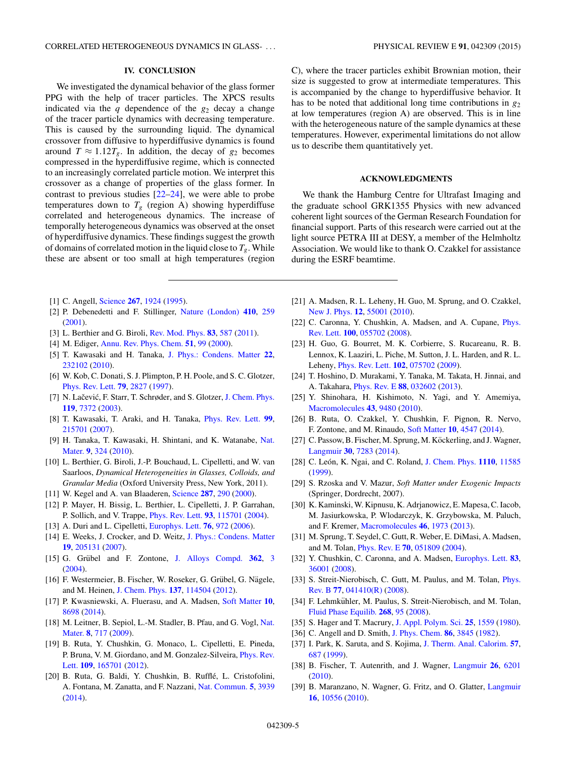## IV. CONCLUSION

We investigated the dynamical behavior of the glass former PPG with the help of tracer particles. The XPCS results indicated via the $q$ dependence of the $g_2$ decay a change of the tracer particle dynamics with decreasing temperature. This is caused by the surrounding liquid. The dynamical crossover from diffusive to hyperdiffusive dynamics is found around $T \approx 1.12T_g$. In addition, the decay of $g_2$ becomes compressed in the hyperdiffusive regime, which is connected to an increasingly correlated particle motion. We interpret this crossover as a change of properties of the glass former. In contrast to previous studies [22–24], we were able to probe temperatures down to $T_g$ (region A) showing hyperdiffuse correlated and heterogeneous dynamics. The increase of temporally heterogeneous dynamics was observed at the onset of hyperdiffusive dynamics. These findings suggest the growth of domains of correlated motion in the liquid close to $T_g$. While these are absent or too small at high temperatures (region C), where the tracer particles exhibit Brownian motion, their size is suggested to grow at intermediate temperatures. This is accompanied by the change to hyperdiffusive behavior. It has to be noted that additional long time contributions in $g_2$ at low temperatures (region A) are observed. This is in line with the heterogeneous nature of the sample dynamics at these temperatures. However, experimental limitations do not allow us to describe them quantitatively yet.

## ACKNOWLEDGMENTS

We thank the Hamburg Centre for Ultrafast Imaging and the graduate school GRK1355 Physics with new advanced coherent light sources of the German Research Foundation for financial support. Parts of this research were carried out at the light source PETRA III at DESY, a member of the Helmholtz Association. We would like to thank O. Czakkel for assistance during the ESRF beamtime.

---

[1] C. Angell, Science **267**, 1924 (1995).

[2] P. Debenedetti and F. Stillinger, Nature (London) **410**, 259 (2001).

[3] L. Berthier and G. Biroli, Rev. Mod. Phys. **83**, 587 (2011).

[4] M. Ediger, Annu. Rev. Phys. Chem. **51**, 99 (2000).

[5] T. Kawasaki and H. Tanaka, J. Phys.: Condens. Matter **22**, 232102 (2010).

[6] W. Kob, C. Donati, S. J. Plimpton, P. H. Poole, and S. C. Glotzer, Phys. Rev. Lett. **79**, 2827 (1997).

[7] N. Lačević, F. Starr, T. Schrøder, and S. Glotzer, J. Chem. Phys. **119**, 7372 (2003).

[8] T. Kawasaki, T. Araki, and H. Tanaka, Phys. Rev. Lett. **99**, 215701 (2007).

[9] H. Tanaka, T. Kawasaki, H. Shintani, and K. Watanabe, Nat. Mater. **9**, 324 (2010).

[10] L. Berthier, G. Biroli, J.-P. Bouchaud, L. Cipelletti, and W. van Saarloos, *Dynamical Heterogeneities in Glasses, Colloids, and Granular Media* (Oxford University Press, New York, 2011).

[11] W. Kegel and A. van Blaaderen, Science **287**, 290 (2000).

[12] P. Mayer, H. Bissig, L. Berthier, L. Cipelletti, J. P. Garrahan, P. Sollich, and V. Trappe, Phys. Rev. Lett. **93**, 115701 (2004).

[13] A. Duri and L. Cipelletti, Europhys. Lett. **76**, 972 (2006).

[14] E. Weeks, J. Crocker, and D. Weitz, J. Phys.: Condens. Matter **19**, 205131 (2007).

[15] G. Grübel and F. Zontone, J. Alloys Compd. **362**, 3 (2004).

[16] F. Westermeier, B. Fischer, W. Roseker, G. Grübel, G. Nägele, and M. Heinen, J. Chem. Phys. **137**, 114504 (2012).

[17] P. Kwasniewski, A. Fluerasu, and A. Madsen, Soft Matter **10**, 8698 (2014).

[18] M. Leitner, B. Sepiol, L.-M. Stadler, B. Pfau, and G. Vogl, Nat. Mater. **8**, 717 (2009).

[19] B. Ruta, Y. Chushkin, G. Monaco, L. Cipelletti, E. Pineda, P. Bruna, V. M. Giordano, and M. Gonzalez-Silveira, Phys. Rev. Lett. **109**, 165701 (2012).

[20] B. Ruta, G. Baldi, Y. Chushkin, B. Rufflé, L. Cristofolini, A. Fontana, M. Zanatta, and F. Nazzani, Nat. Commun. **5**, 3939 (2014).

[21] A. Madsen, R. L. Leheny, H. Guo, M. Sprung, and O. Czakkel, New J. Phys. **12**, 55001 (2010).

[22] C. Caronna, Y. Chushkin, A. Madsen, and A. Cupane, Phys. Rev. Lett. **100**, 055702 (2008).

[23] H. Guo, G. Bourret, M. K. Corbierre, S. Rucareanu, R. B. Lennox, K. Laaziri, L. Piche, M. Sutton, J. L. Harden, and R. L. Leheny, Phys. Rev. Lett. **102**, 075702 (2009).

[24] T. Hoshino, D. Murakami, Y. Tanaka, M. Takata, H. Jinnai, and A. Takahara, Phys. Rev. E **88**, 032602 (2013).

[25] Y. Shinohara, H. Kishimoto, N. Yagi, and Y. Amemiya, Macromolecules **43**, 9480 (2010).

[26] B. Ruta, O. Czakkel, Y. Chushkin, F. Pignon, R. Nervo, F. Zontone, and M. Rinaudo, Soft Matter **10**, 4547 (2014).

[27] C. Passow, B. Fischer, M. Sprung, M. Köckerling, and J. Wagner, Langmuir **30**, 7283 (2014).

[28] C. León, K. Ngai, and C. Roland, J. Chem. Phys. **1110**, 11585 (1999).

[29] S. Rzoska and V. Mazur, *Soft Matter under Exogenic Impacts* (Springer, Dordrecht, 2007).

[30] K. Kaminski, W. Kipnusu, K. Adrjanowicz, E. Mapesa, C. Iacob, M. Jasiurkowska, P. Wlodarczyk, K. Grzybowska, M. Paluch, and F. Kremer, Macromolecules **46**, 1973 (2013).

[31] M. Sprung, T. Seydel, C. Gutt, R. Weber, E. DiMasi, A. Madsen, and M. Tolan, Phys. Rev. E **70**, 051809 (2004).

[32] Y. Chushkin, C. Caronna, and A. Madsen, Europhys. Lett. **83**, 36001 (2008).

[33] S. Streit-Nierobisch, C. Gutt, M. Paulus, and M. Tolan, Phys. Rev. B **77**, 041410(R) (2008).

[34] F. Lehmkühler, M. Paulus, S. Streit-Nierobisch, and M. Tolan, Fluid Phase Equilib. **268**, 95 (2008).

[35] S. Hager and T. Macrury, J. Appl. Polym. Sci. **25**, 1559 (1980).

[36] C. Angell and D. Smith, J. Phys. Chem. **86**, 3845 (1982).

[37] I. Park, K. Saruta, and S. Kojima, J. Therm. Anal. Calorim. **57**, 687 (1999).

[38] B. Fischer, T. Autenrith, and J. Wagner, Langmuir **26**, 6201 (2010).

[39] B. Maranzano, N. Wagner, G. Fritz, and O. Glatter, Langmuir **16**, 10556 (2010).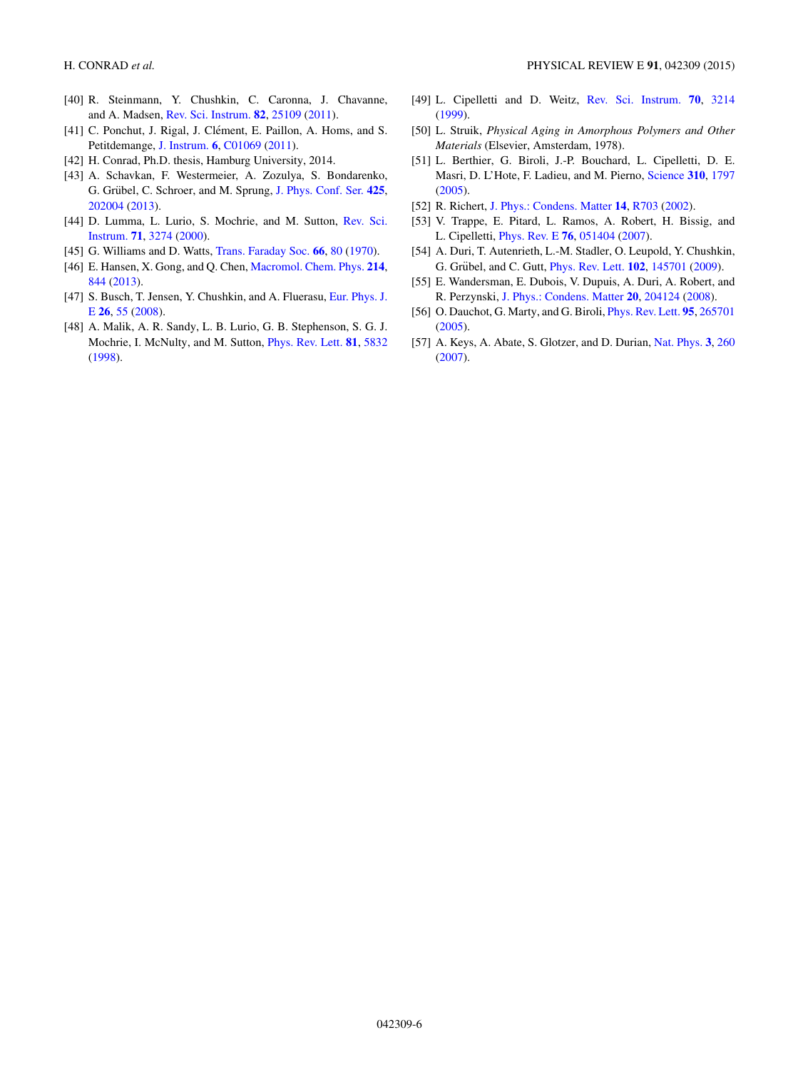[40] R. Steinmann, Y. Chushkin, C. Caronna, J. Chavanne, and A. Madsen, Rev. Sci. Instrum. **82**, 25109 (2011).

[41] C. Ponchut, J. Rigal, J. Clément, E. Paillon, A. Homs, and S. Petitdemange, J. Instrum. **6**, C01069 (2011).

[42] H. Conrad, Ph.D. thesis, Hamburg University, 2014.

[43] A. Schavkan, F. Westermeier, A. Zozulya, S. Bondarenko, G. Grübel, C. Schroer, and M. Sprung, J. Phys. Conf. Ser. **425**, 202004 (2013).

[44] D. Lumma, L. Lurio, S. Mochrie, and M. Sutton, Rev. Sci. Instrum. **71**, 3274 (2000).

[45] G. Williams and D. Watts, Trans. Faraday Soc. **66**, 80 (1970).

[46] E. Hansen, X. Gong, and Q. Chen, Macromol. Chem. Phys. **214**, 844 (2013).

[47] S. Busch, T. Jensen, Y. Chushkin, and A. Fluerasu, Eur. Phys. J. E **26**, 55 (2008).

[48] A. Malik, A. R. Sandy, L. B. Lurio, G. B. Stephenson, S. G. J. Mochrie, I. McNulty, and M. Sutton, Phys. Rev. Lett. **81**, 5832 (1998).

[49] L. Cipelletti and D. Weitz, Rev. Sci. Instrum. **70**, 3214 (1999).

[50] L. Struik, *Physical Aging in Amorphous Polymers and Other Materials* (Elsevier, Amsterdam, 1978).

[51] L. Berthier, G. Biroli, J.-P. Bouchard, L. Cipelletti, D. E. Masri, D. L'Hote, F. Ladieu, and M. Pierno, Science **310**, 1797 (2005).

[52] R. Richert, J. Phys.: Condens. Matter **14**, R703 (2002).

[53] V. Trappe, E. Pitard, L. Ramos, A. Robert, H. Bissig, and L. Cipelletti, Phys. Rev. E **76**, 051404 (2007).

[54] A. Duri, T. Autenrieth, L.-M. Stadler, O. Leupold, Y. Chushkin, G. Grübel, and C. Gutt, Phys. Rev. Lett. **102**, 145701 (2009).

[55] E. Wandersman, E. Dubois, V. Dupuis, A. Duri, A. Robert, and R. Perzynski, J. Phys.: Condens. Matter **20**, 204124 (2008).

[56] O. Dauchot, G. Marty, and G. Biroli, Phys. Rev. Lett. **95**, 265701 (2005).

[57] A. Keys, A. Abate, S. Glotzer, and D. Durian, Nat. Phys. **3**, 260 (2007).